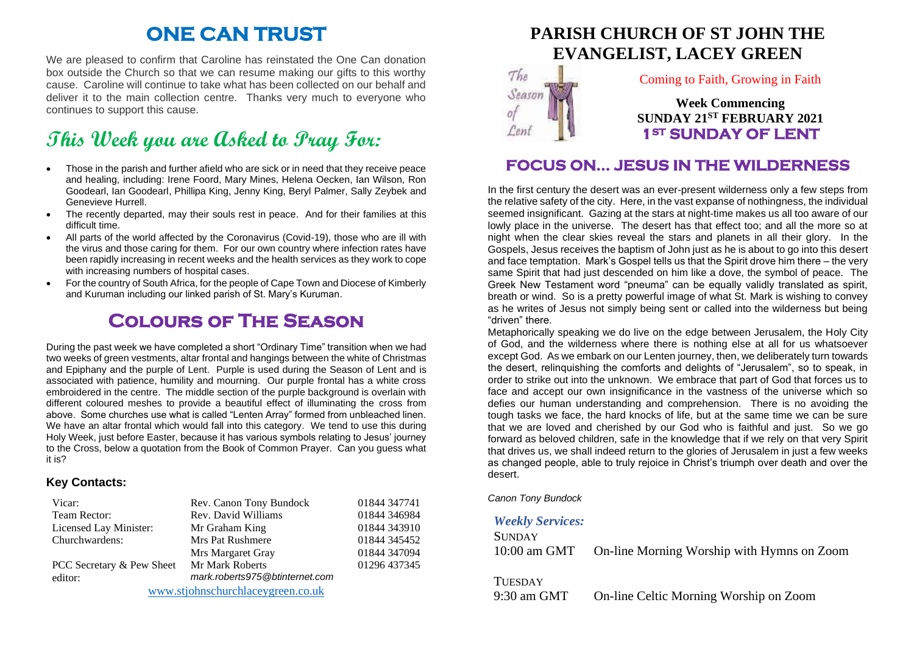# ONE CAN TRUST

We are pleased to confirm that Caroline has reinstated the One Can donation box outside the Church so that we can resume making our gifts to this worthy cause. Caroline will continue to take what has been collected on our behalf and deliver it to the main collection centre. Thanks very much to everyone who continues to support this cause.

# This Week you are Asked to Pray For:

- Those in the parish and further afield who are sick or in need that they receive peace and healing, including: Irene Foord, Mary Mines, Helena Oecken, Ian Wilson, Ron Goodearl, Ian Goodearl, Phillipa King, Jenny King, Beryl Palmer, Sally Zeybek and Genevieve Hurrell.
- The recently departed, may their souls rest in peace. And for their families at this difficult time.
- All parts of the world affected by the Coronavirus (Covid-19), those who are ill with the virus and those caring for them. For our own country where infection rates have been rapidly increasing in recent weeks and the health services as they work to cope with increasing numbers of hospital cases.
- For the country of South Africa, for the people of Cape Town and Diocese of Kimberly and Kuruman including our linked parish of St. Mary's Kuruman.

# Colours of The Season

During the past week we have completed a short "Ordinary Time" transition when we had two weeks of green vestments, altar frontal and hangings between the white of Christmas and Epiphany and the purple of Lent. Purple is used during the Season of Lent and is associated with patience, humility and mourning. Our purple frontal has a white cross embroidered in the centre. The middle section of the purple background is overlain with different coloured meshes to provide a beautiful effect of illuminating the cross from above. Some churches use what is called "Lenten Array" formed from unbleached linen. We have an altar frontal which would fall into this category. We tend to use this during Holy Week, just before Easter, because it has various symbols relating to Jesus' journey to the Cross, below a quotation from the Book of Common Prayer. Can you guess what it is?

### Key Contacts:

| | | |
|---|---|---|
| Vicar: | Rev. Canon Tony Bundock | 01844 347741 |
| Team Rector: | Rev. David Williams | 01844 346984 |
| Licensed Lay Minister: | Mr Graham King | 01844 343910 |
| Churchwardens: | Mrs Pat Rushmere | 01844 345452 |
| | Mrs Margaret Gray | 01844 347094 |
| PCC Secretary & Pew Sheet editor: | Mr Mark Roberts *mark.roberts975@btinternet.com* | 01296 437345 |

www.stjohnschurchlaceygreen.co.uk

# PARISH CHURCH OF ST JOHN THE EVANGELIST, LACEY GREEN

The Season of Lent

Coming to Faith, Growing in Faith

**Week Commencing**
**SUNDAY 21ST FEBRUARY 2021**
**1ST SUNDAY OF LENT**

## FOCUS ON... JESUS IN THE WILDERNESS

In the first century the desert was an ever-present wilderness only a few steps from the relative safety of the city. Here, in the vast expanse of nothingness, the individual seemed insignificant. Gazing at the stars at night-time makes us all too aware of our lowly place in the universe. The desert has that effect too; and all the more so at night when the clear skies reveal the stars and planets in all their glory. In the Gospels, Jesus receives the baptism of John just as he is about to go into this desert and face temptation. Mark's Gospel tells us that the Spirit drove him there – the very same Spirit that had just descended on him like a dove, the symbol of peace. The Greek New Testament word "pneuma" can be equally validly translated as spirit, breath or wind. So is a pretty powerful image of what St. Mark is wishing to convey as he writes of Jesus not simply being sent or called into the wilderness but being "driven" there.

Metaphorically speaking we do live on the edge between Jerusalem, the Holy City of God, and the wilderness where there is nothing else at all for us whatsoever except God. As we embark on our Lenten journey, then, we deliberately turn towards the desert, relinquishing the comforts and delights of "Jerusalem", so to speak, in order to strike out into the unknown. We embrace that part of God that forces us to face and accept our own insignificance in the vastness of the universe which so defies our human understanding and comprehension. There is no avoiding the tough tasks we face, the hard knocks of life, but at the same time we can be sure that we are loved and cherished by our God who is faithful and just. So we go forward as beloved children, safe in the knowledge that if we rely on that very Spirit that drives us, we shall indeed return to the glories of Jerusalem in just a few weeks as changed people, able to truly rejoice in Christ's triumph over death and over the desert.

*Canon Tony Bundock*

### *Weekly Services:*

SUNDAY
10:00 am GMT — On-line Morning Worship with Hymns on Zoom

TUESDAY
9:30 am GMT — On-line Celtic Morning Worship on Zoom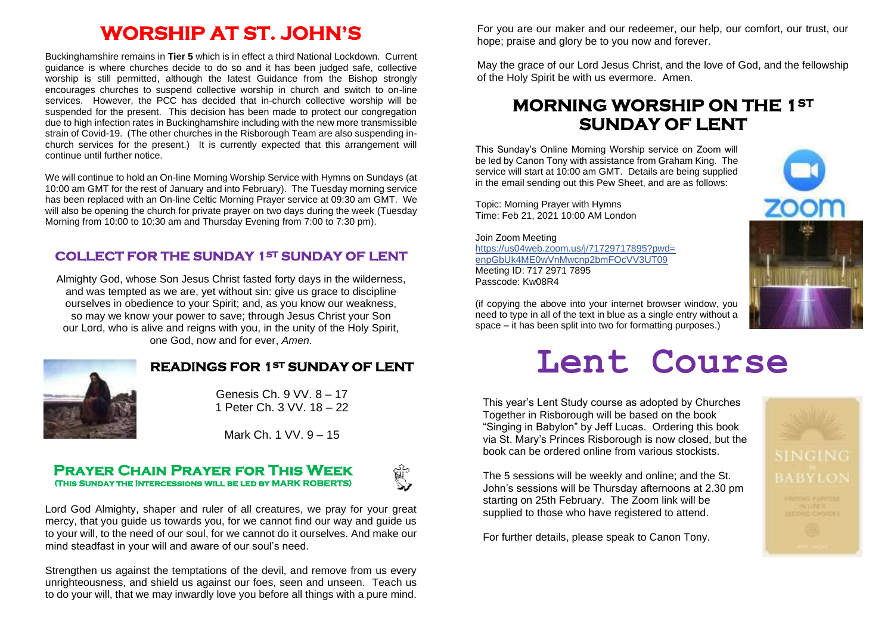# WORSHIP AT ST. JOHN'S

Buckinghamshire remains in **Tier 5** which is in effect a third National Lockdown. Current guidance is where churches decide to do so and it has been judged safe, collective worship is still permitted, although the latest Guidance from the Bishop strongly encourages churches to suspend collective worship in church and switch to on-line services. However, the PCC has decided that in-church collective worship will be suspended for the present. This decision has been made to protect our congregation due to high infection rates in Buckinghamshire including with the new more transmissible strain of Covid-19. (The other churches in the Risborough Team are also suspending in-church services for the present.) It is currently expected that this arrangement will continue until further notice.

We will continue to hold an On-line Morning Worship Service with Hymns on Sundays (at 10:00 am GMT for the rest of January and into February). The Tuesday morning service has been replaced with an On-line Celtic Morning Prayer service at 09:30 am GMT. We will also be opening the church for private prayer on two days during the week (Tuesday Morning from 10:00 to 10:30 am and Thursday Evening from 7:00 to 7:30 pm).

## COLLECT FOR THE SUNDAY 1ST SUNDAY OF LENT

Almighty God, whose Son Jesus Christ fasted forty days in the wilderness, and was tempted as we are, yet without sin: give us grace to discipline ourselves in obedience to your Spirit; and, as you know our weakness, so may we know your power to save; through Jesus Christ your Son our Lord, who is alive and reigns with you, in the unity of the Holy Spirit, one God, now and for ever, *Amen*.

## READINGS FOR 1ST SUNDAY OF LENT

Genesis Ch. 9 VV. 8 – 17
1 Peter Ch. 3 VV. 18 – 22

Mark Ch. 1 VV. 9 – 15

## PRAYER CHAIN PRAYER FOR THIS WEEK

**(THIS SUNDAY THE INTERCESSIONS WILL BE LED BY MARK ROBERTS)**

Lord God Almighty, shaper and ruler of all creatures, we pray for your great mercy, that you guide us towards you, for we cannot find our way and guide us to your will, to the need of our soul, for we cannot do it ourselves. And make our mind steadfast in your will and aware of our soul's need.

Strengthen us against the temptations of the devil, and remove from us every unrighteousness, and shield us against our foes, seen and unseen. Teach us to do your will, that we may inwardly love you before all things with a pure mind. For you are our maker and our redeemer, our help, our comfort, our trust, our hope; praise and glory be to you now and forever.

May the grace of our Lord Jesus Christ, and the love of God, and the fellowship of the Holy Spirit be with us evermore. Amen.

## MORNING WORSHIP ON THE 1ST SUNDAY OF LENT

This Sunday's Online Morning Worship service on Zoom will be led by Canon Tony with assistance from Graham King. The service will start at 10:00 am GMT. Details are being supplied in the email sending out this Pew Sheet, and are as follows:

Topic: Morning Prayer with Hymns
Time: Feb 21, 2021 10:00 AM London

Join Zoom Meeting
https://us04web.zoom.us/j/71729717895?pwd=
enpGbUk4ME0wVnMwcnp2bmFOcVV3UT09
Meeting ID: 717 2971 7895
Passcode: Kw08R4

(if copying the above into your internet browser window, you need to type in all of the text in blue as a single entry without a space – it has been split into two for formatting purposes.)

# Lent Course

This year's Lent Study course as adopted by Churches Together in Risborough will be based on the book "Singing in Babylon" by Jeff Lucas. Ordering this book via St. Mary's Princes Risborough is now closed, but the book can be ordered online from various stockists.

The 5 sessions will be weekly and online; and the St. John's sessions will be Thursday afternoons at 2.30 pm starting on 25th February. The Zoom link will be supplied to those who have registered to attend.

For further details, please speak to Canon Tony.